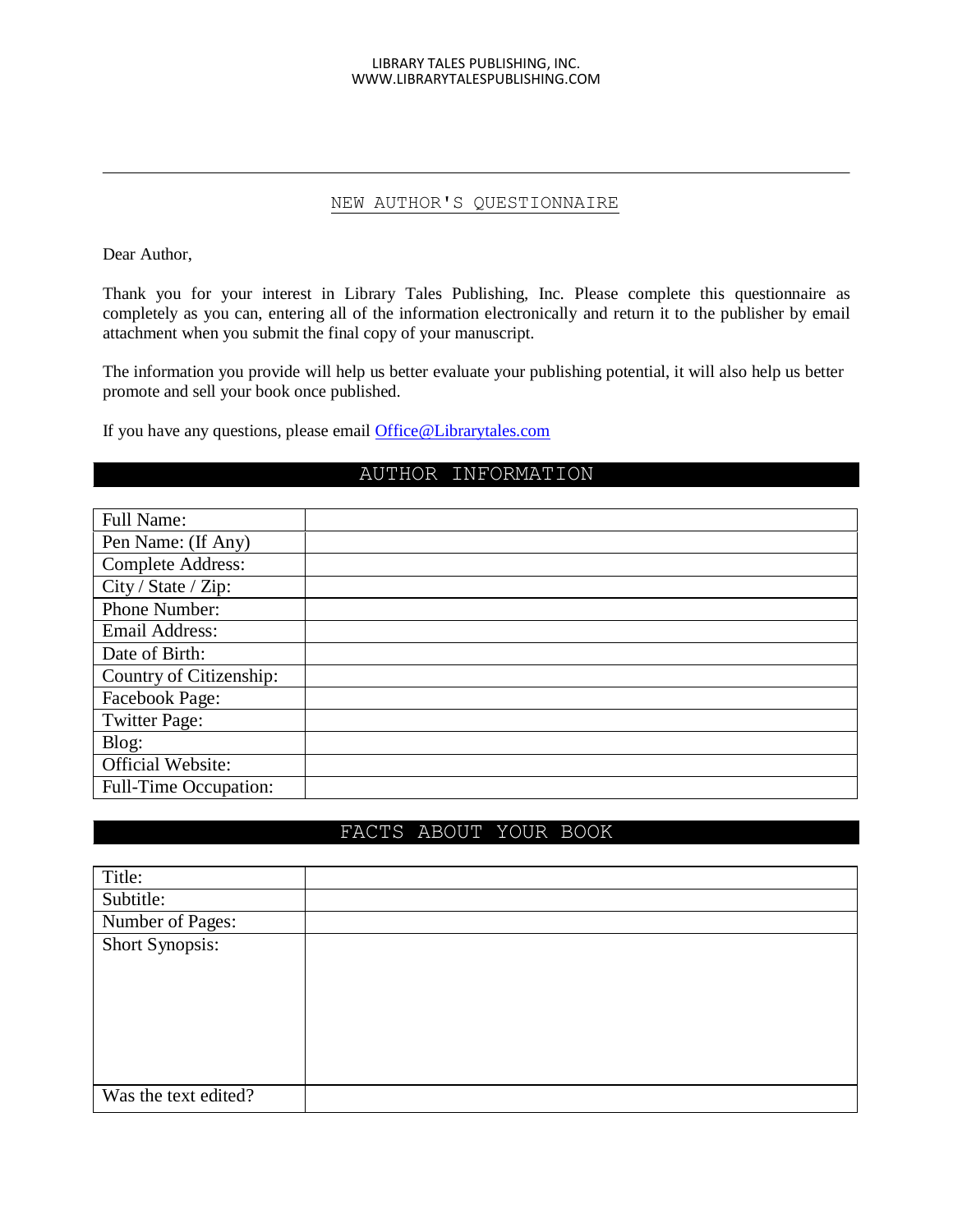LIBRARY TALES PUBLISHING, INC.
WWW.LIBRARYTALESPUBLISHING.COM

# NEW AUTHOR'S QUESTIONNAIRE

Dear Author,

Thank you for your interest in Library Tales Publishing, Inc. Please complete this questionnaire as completely as you can, entering all of the information electronically and return it to the publisher by email attachment when you submit the final copy of your manuscript.

The information you provide will help us better evaluate your publishing potential, it will also help us better promote and sell your book once published.

If you have any questions, please email Office@Librarytales.com

## AUTHOR INFORMATION

| Full Name: | |
|---|---|
| Pen Name: (If Any) | |
| Complete Address: | |
| City / State / Zip: | |
| Phone Number: | |
| Email Address: | |
| Date of Birth: | |
| Country of Citizenship: | |
| Facebook Page: | |
| Twitter Page: | |
| Blog: | |
| Official Website: | |
| Full-Time Occupation: | |

## FACTS ABOUT YOUR BOOK

| Title: | |
|---|---|
| Subtitle: | |
| Number of Pages: | |
| Short Synopsis: | |
| Was the text edited? | |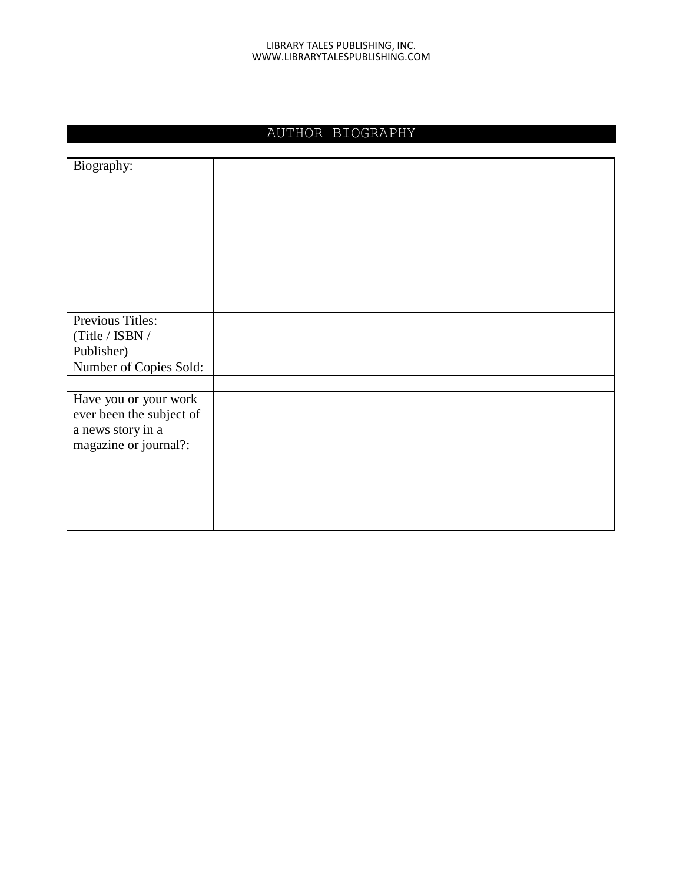## AUTHOR BIOGRAPHY

| | |
|---|---|
| Biography: | |
| Previous Titles: (Title / ISBN / Publisher) | |
| Number of Copies Sold: | |
| | |
| Have you or your work ever been the subject of a news story in a magazine or journal?: | |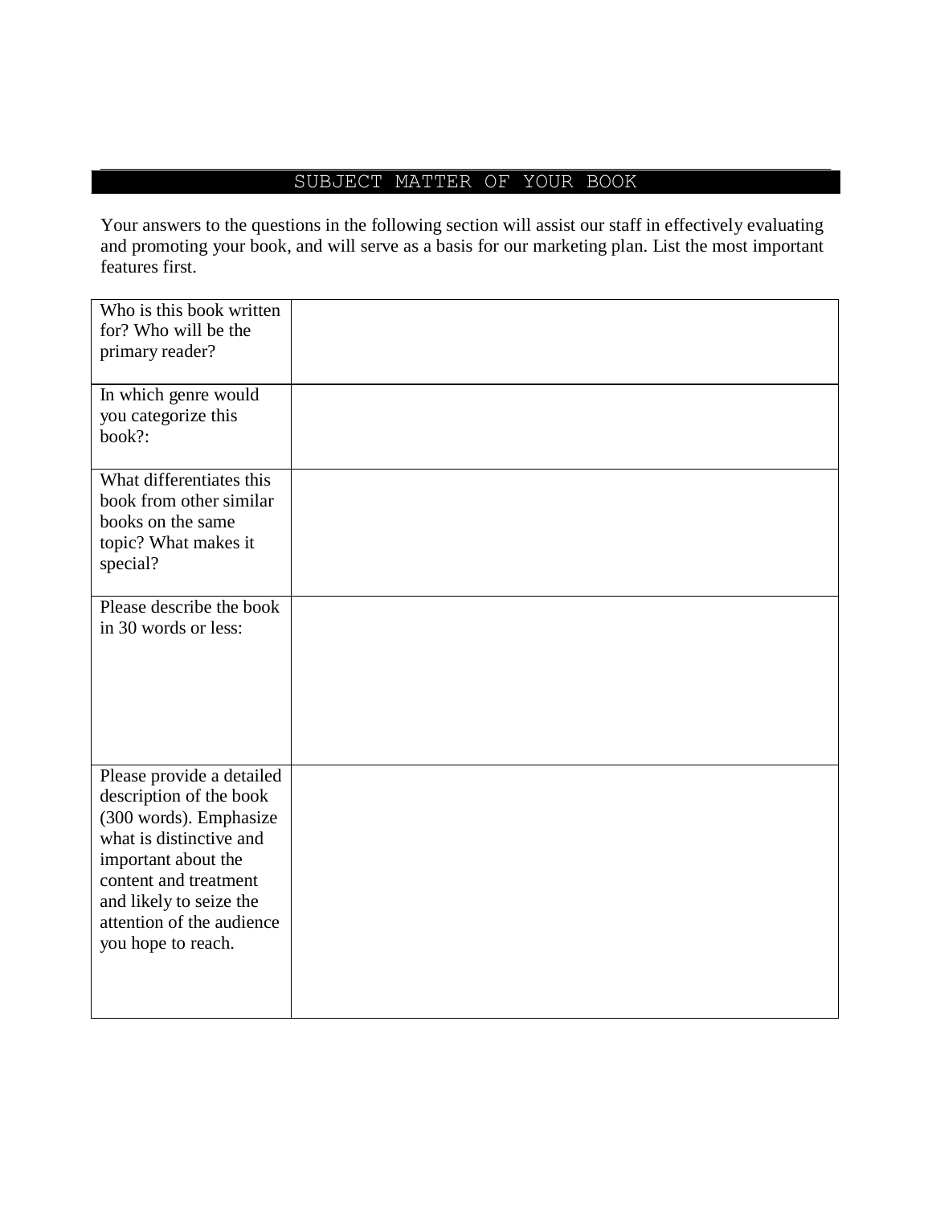## SUBJECT MATTER OF YOUR BOOK

Your answers to the questions in the following section will assist our staff in effectively evaluating and promoting your book, and will serve as a basis for our marketing plan. List the most important features first.

| | |
|---|---|
| Who is this book written for? Who will be the primary reader? | |
| In which genre would you categorize this book?: | |
| What differentiates this book from other similar books on the same topic? What makes it special? | |
| Please describe the book in 30 words or less: | |
| Please provide a detailed description of the book (300 words). Emphasize what is distinctive and important about the content and treatment and likely to seize the attention of the audience you hope to reach. | |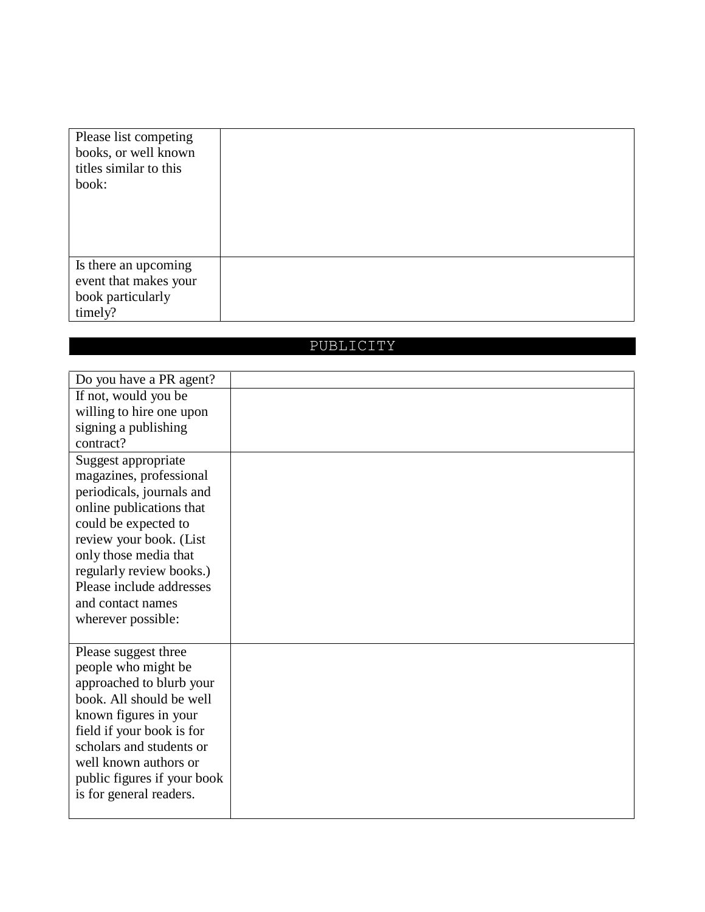| | |
|---|---|
| Please list competing books, or well known titles similar to this book: | |
| Is there an upcoming event that makes your book particularly timely? | |

## PUBLICITY

| | |
|---|---|
| Do you have a PR agent? | |
| If not, would you be willing to hire one upon signing a publishing contract? | |
| Suggest appropriate magazines, professional periodicals, journals and online publications that could be expected to review your book. (List only those media that regularly review books.) Please include addresses and contact names wherever possible: | |
| Please suggest three people who might be approached to blurb your book. All should be well known figures in your field if your book is for scholars and students or well known authors or public figures if your book is for general readers. | |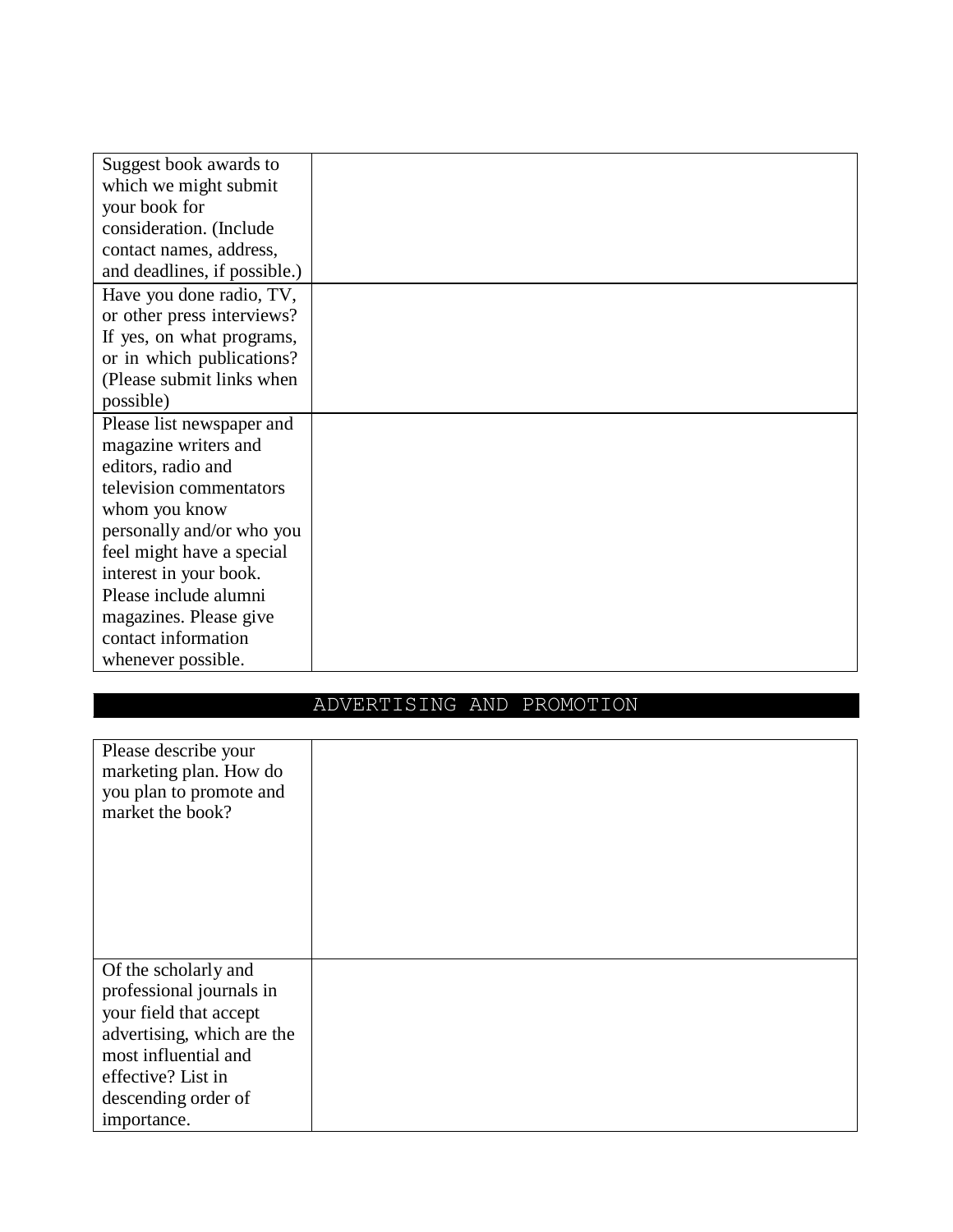| | |
|---|---|
| Suggest book awards to which we might submit your book for consideration. (Include contact names, address, and deadlines, if possible.) | |
| Have you done radio, TV, or other press interviews? If yes, on what programs, or in which publications? (Please submit links when possible) | |
| Please list newspaper and magazine writers and editors, radio and television commentators whom you know personally and/or who you feel might have a special interest in your book. Please include alumni magazines. Please give contact information whenever possible. | |

## ADVERTISING AND PROMOTION

| | |
|---|---|
| Please describe your marketing plan. How do you plan to promote and market the book? | |
| Of the scholarly and professional journals in your field that accept advertising, which are the most influential and effective? List in descending order of importance. | |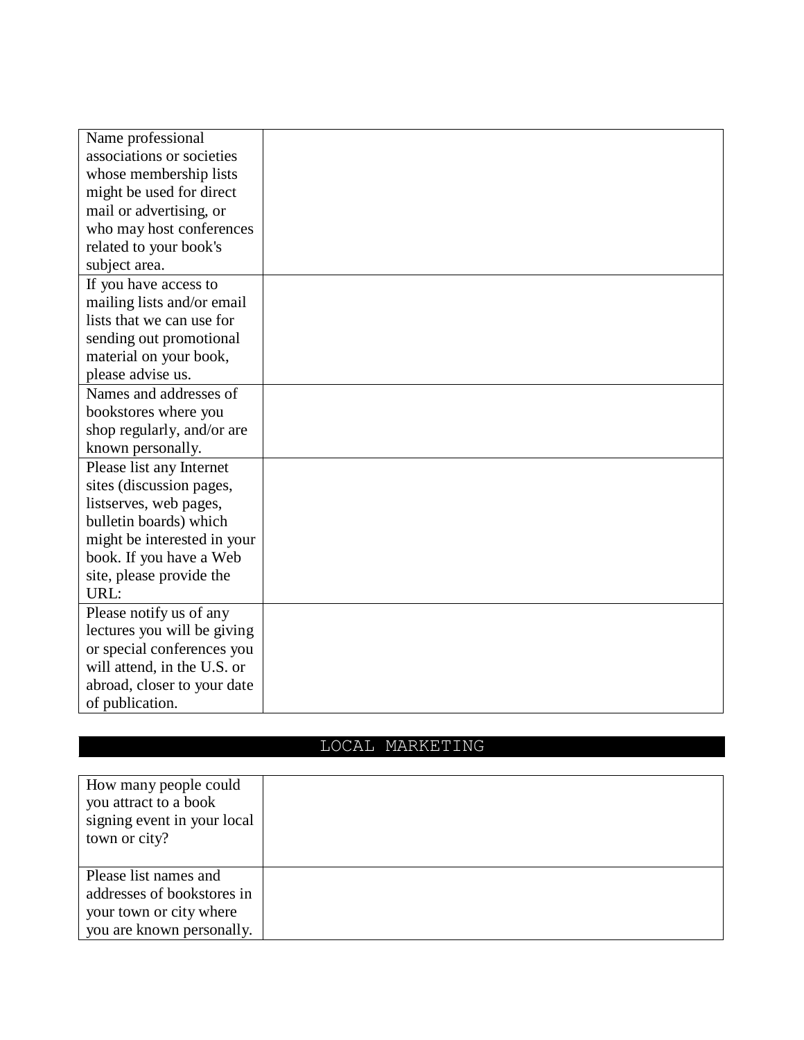| | |
|---|---|
| Name professional associations or societies whose membership lists might be used for direct mail or advertising, or who may host conferences related to your book's subject area. | |
| If you have access to mailing lists and/or email lists that we can use for sending out promotional material on your book, please advise us. | |
| Names and addresses of bookstores where you shop regularly, and/or are known personally. | |
| Please list any Internet sites (discussion pages, listserves, web pages, bulletin boards) which might be interested in your book. If you have a Web site, please provide the URL: | |
| Please notify us of any lectures you will be giving or special conferences you will attend, in the U.S. or abroad, closer to your date of publication. | |

## LOCAL MARKETING

| | |
|---|---|
| How many people could you attract to a book signing event in your local town or city? | |
| Please list names and addresses of bookstores in your town or city where you are known personally. | |